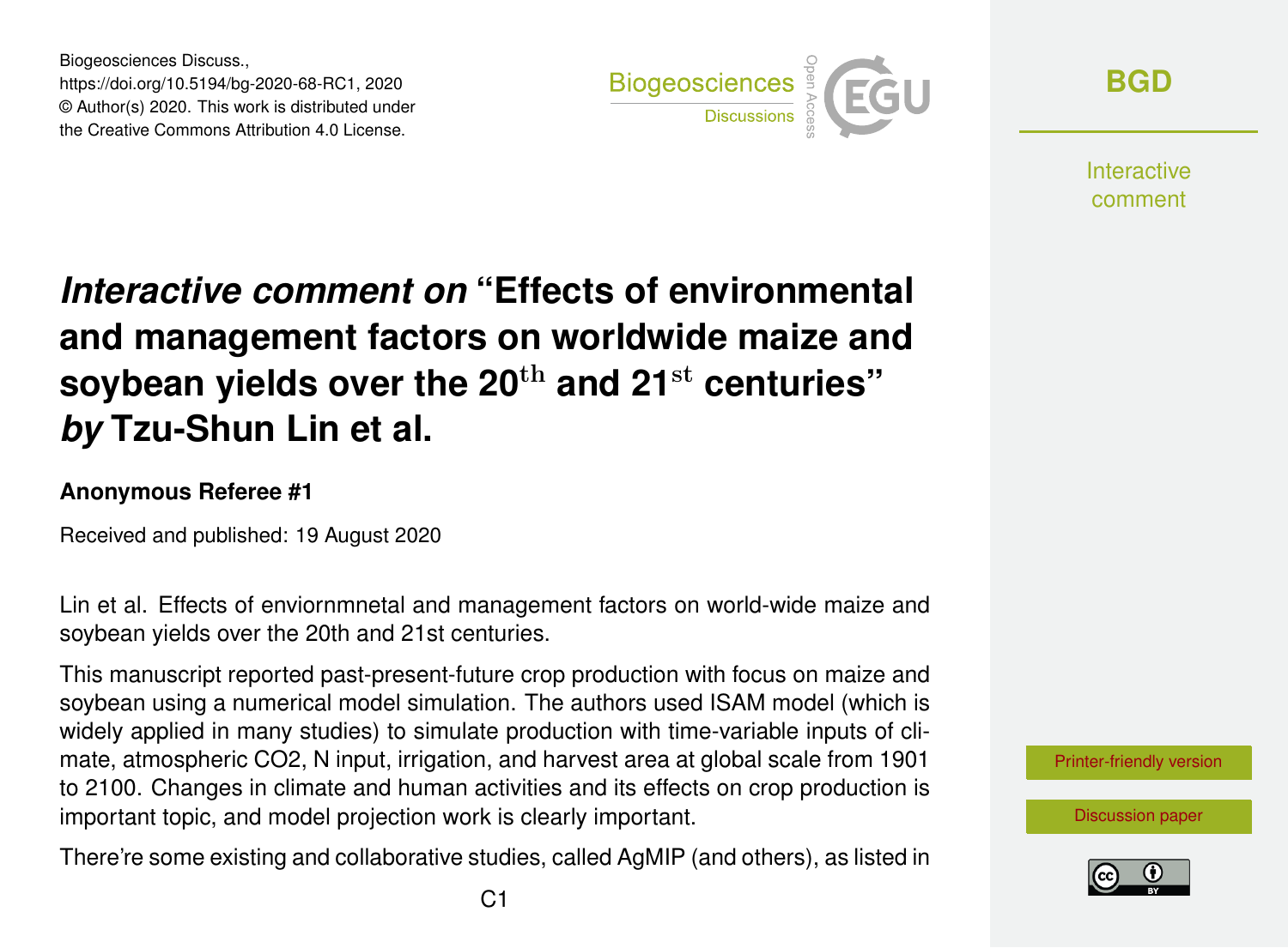Biogeosciences Discuss.,
https://doi.org/10.5194/bg-2020-68-RC1, 2020
© Author(s) 2020. This work is distributed under
the Creative Commons Attribution 4.0 License.

# *Interactive comment on* "Effects of environmental and management factors on worldwide maize and soybean yields over the 20$^{\mathrm{th}}$ and 21$^{\mathrm{st}}$ centuries" *by* Tzu-Shun Lin et al.

### Anonymous Referee #1

Received and published: 19 August 2020

Lin et al. Effects of enviornmnetal and management factors on world-wide maize and soybean yields over the 20th and 21st centuries.

This manuscript reported past-present-future crop production with focus on maize and soybean using a numerical model simulation. The authors used ISAM model (which is widely applied in many studies) to simulate production with time-variable inputs of climate, atmospheric CO2, N input, irrigation, and harvest area at global scale from 1901 to 2100. Changes in climate and human activities and its effects on crop production is important topic, and model projection work is clearly important.

There're some existing and collaborative studies, called AgMIP (and others), as listed in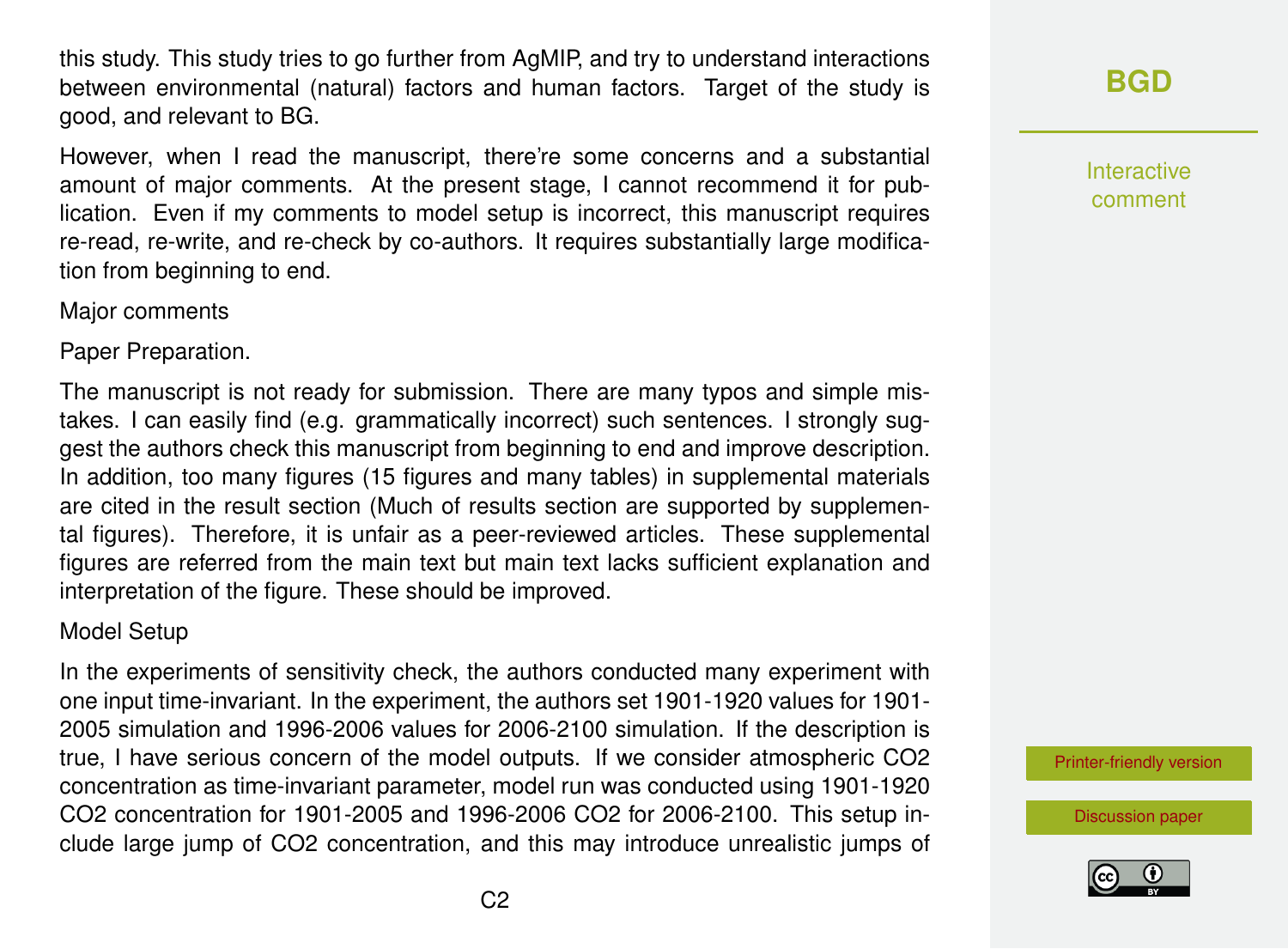this study. This study tries to go further from AgMIP, and try to understand interactions between environmental (natural) factors and human factors. Target of the study is good, and relevant to BG.

However, when I read the manuscript, there're some concerns and a substantial amount of major comments. At the present stage, I cannot recommend it for publication. Even if my comments to model setup is incorrect, this manuscript requires re-read, re-write, and re-check by co-authors. It requires substantially large modification from beginning to end.

Major comments

Paper Preparation.

The manuscript is not ready for submission. There are many typos and simple mistakes. I can easily find (e.g. grammatically incorrect) such sentences. I strongly suggest the authors check this manuscript from beginning to end and improve description. In addition, too many figures (15 figures and many tables) in supplemental materials are cited in the result section (Much of results section are supported by supplemental figures). Therefore, it is unfair as a peer-reviewed articles. These supplemental figures are referred from the main text but main text lacks sufficient explanation and interpretation of the figure. These should be improved.

Model Setup

In the experiments of sensitivity check, the authors conducted many experiment with one input time-invariant. In the experiment, the authors set 1901-1920 values for 1901-2005 simulation and 1996-2006 values for 2006-2100 simulation. If the description is true, I have serious concern of the model outputs. If we consider atmospheric $CO_2$ concentration as time-invariant parameter, model run was conducted using 1901-1920 $CO_2$ concentration for 1901-2005 and 1996-2006 $CO_2$ for 2006-2100. This setup include large jump of $CO_2$ concentration, and this may introduce unrealistic jumps of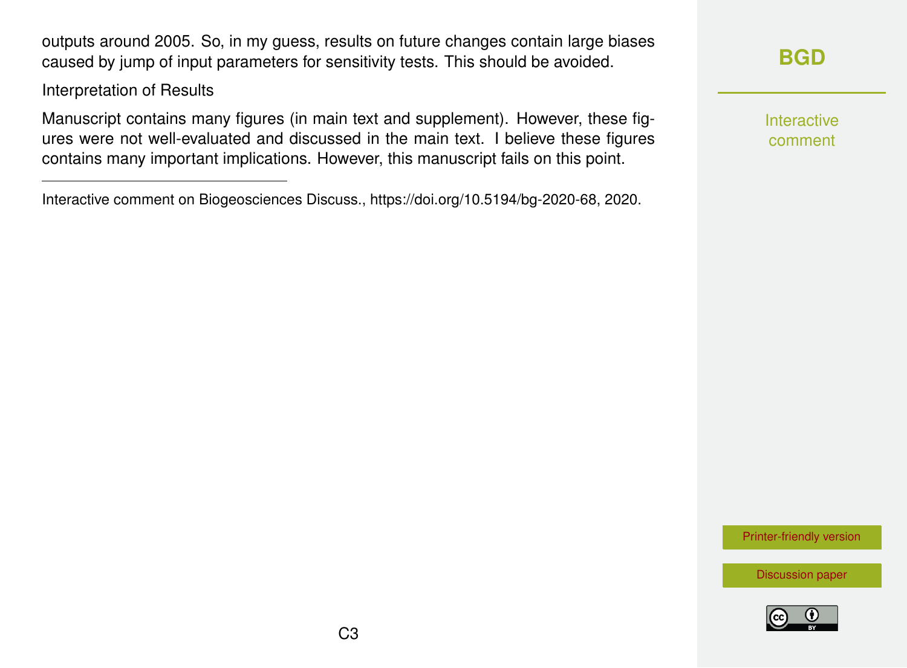outputs around 2005. So, in my guess, results on future changes contain large biases caused by jump of input parameters for sensitivity tests. This should be avoided.

Interpretation of Results

Manuscript contains many figures (in main text and supplement). However, these figures were not well-evaluated and discussed in the main text. I believe these figures contains many important implications. However, this manuscript fails on this point.

---

Interactive comment on Biogeosciences Discuss., https://doi.org/10.5194/bg-2020-68, 2020.